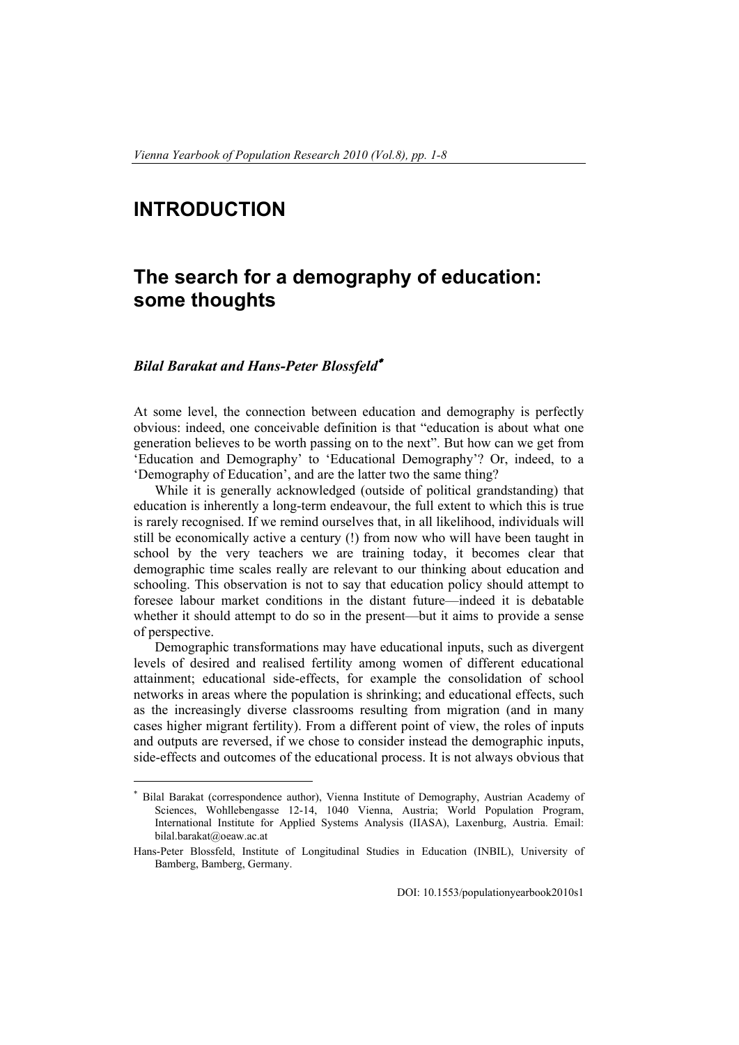# INTRODUCTION

## The search for a demography of education: some thoughts

***Bilal Barakat and Hans-Peter Blossfeld***[*]

At some level, the connection between education and demography is perfectly obvious: indeed, one conceivable definition is that "education is about what one generation believes to be worth passing on to the next". But how can we get from 'Education and Demography' to 'Educational Demography'? Or, indeed, to a 'Demography of Education', and are the latter two the same thing?

While it is generally acknowledged (outside of political grandstanding) that education is inherently a long-term endeavour, the full extent to which this is true is rarely recognised. If we remind ourselves that, in all likelihood, individuals will still be economically active a century (!) from now who will have been taught in school by the very teachers we are training today, it becomes clear that demographic time scales really are relevant to our thinking about education and schooling. This observation is not to say that education policy should attempt to foresee labour market conditions in the distant future—indeed it is debatable whether it should attempt to do so in the present—but it aims to provide a sense of perspective.

Demographic transformations may have educational inputs, such as divergent levels of desired and realised fertility among women of different educational attainment; educational side-effects, for example the consolidation of school networks in areas where the population is shrinking; and educational effects, such as the increasingly diverse classrooms resulting from migration (and in many cases higher migrant fertility). From a different point of view, the roles of inputs and outputs are reversed, if we chose to consider instead the demographic inputs, side-effects and outcomes of the educational process. It is not always obvious that

---

[*] Bilal Barakat (correspondence author), Vienna Institute of Demography, Austrian Academy of Sciences, Wohllebengasse 12-14, 1040 Vienna, Austria; World Population Program, International Institute for Applied Systems Analysis (IIASA), Laxenburg, Austria. Email: bilal.barakat@oeaw.ac.at

Hans-Peter Blossfeld, Institute of Longitudinal Studies in Education (INBIL), University of Bamberg, Bamberg, Germany.

DOI: 10.1553/populationyearbook2010s1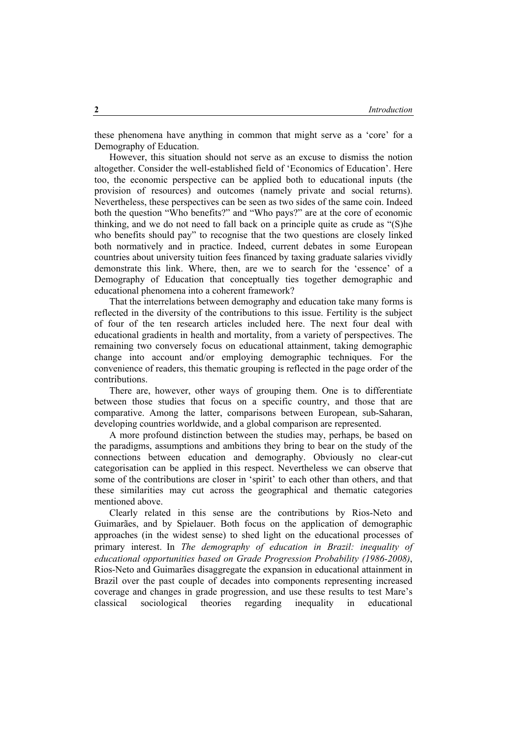these phenomena have anything in common that might serve as a 'core' for a Demography of Education.

However, this situation should not serve as an excuse to dismiss the notion altogether. Consider the well-established field of 'Economics of Education'. Here too, the economic perspective can be applied both to educational inputs (the provision of resources) and outcomes (namely private and social returns). Nevertheless, these perspectives can be seen as two sides of the same coin. Indeed both the question "Who benefits?" and "Who pays?" are at the core of economic thinking, and we do not need to fall back on a principle quite as crude as "(S)he who benefits should pay" to recognise that the two questions are closely linked both normatively and in practice. Indeed, current debates in some European countries about university tuition fees financed by taxing graduate salaries vividly demonstrate this link. Where, then, are we to search for the 'essence' of a Demography of Education that conceptually ties together demographic and educational phenomena into a coherent framework?

That the interrelations between demography and education take many forms is reflected in the diversity of the contributions to this issue. Fertility is the subject of four of the ten research articles included here. The next four deal with educational gradients in health and mortality, from a variety of perspectives. The remaining two conversely focus on educational attainment, taking demographic change into account and/or employing demographic techniques. For the convenience of readers, this thematic grouping is reflected in the page order of the contributions.

There are, however, other ways of grouping them. One is to differentiate between those studies that focus on a specific country, and those that are comparative. Among the latter, comparisons between European, sub-Saharan, developing countries worldwide, and a global comparison are represented.

A more profound distinction between the studies may, perhaps, be based on the paradigms, assumptions and ambitions they bring to bear on the study of the connections between education and demography. Obviously no clear-cut categorisation can be applied in this respect. Nevertheless we can observe that some of the contributions are closer in 'spirit' to each other than others, and that these similarities may cut across the geographical and thematic categories mentioned above.

Clearly related in this sense are the contributions by Rios-Neto and Guimarães, and by Spielauer. Both focus on the application of demographic approaches (in the widest sense) to shed light on the educational processes of primary interest. In *The demography of education in Brazil: inequality of educational opportunities based on Grade Progression Probability (1986-2008)*, Rios-Neto and Guimarães disaggregate the expansion in educational attainment in Brazil over the past couple of decades into components representing increased coverage and changes in grade progression, and use these results to test Mare's classical sociological theories regarding inequality in educational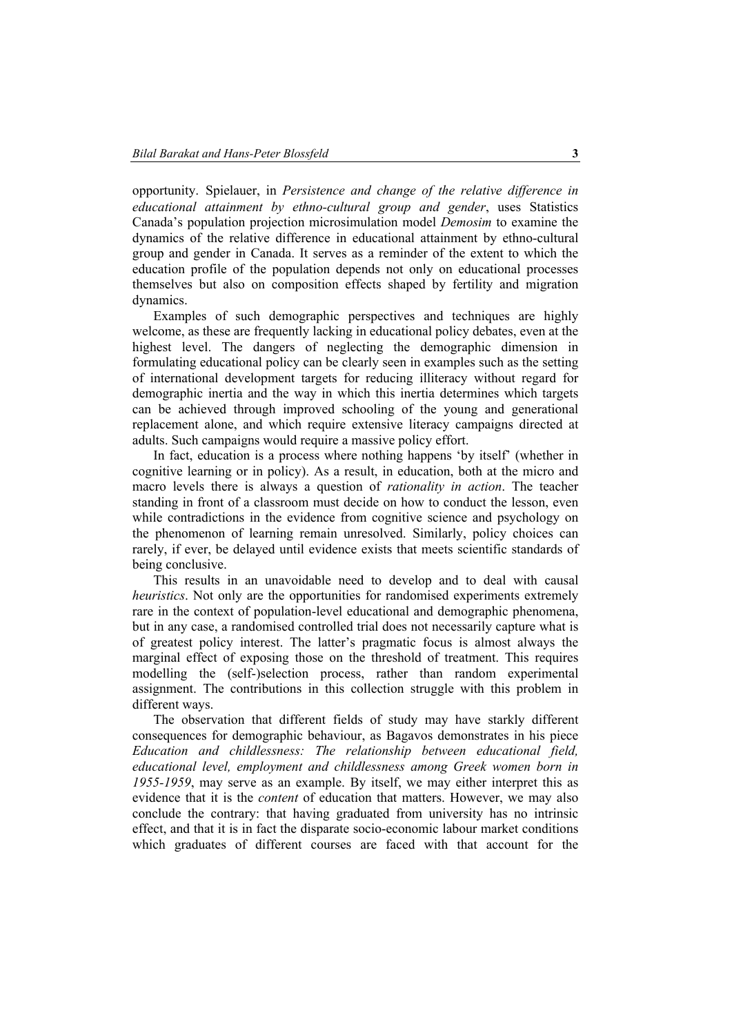opportunity. Spielauer, in *Persistence and change of the relative difference in educational attainment by ethno-cultural group and gender*, uses Statistics Canada's population projection microsimulation model *Demosim* to examine the dynamics of the relative difference in educational attainment by ethno-cultural group and gender in Canada. It serves as a reminder of the extent to which the education profile of the population depends not only on educational processes themselves but also on composition effects shaped by fertility and migration dynamics.

Examples of such demographic perspectives and techniques are highly welcome, as these are frequently lacking in educational policy debates, even at the highest level. The dangers of neglecting the demographic dimension in formulating educational policy can be clearly seen in examples such as the setting of international development targets for reducing illiteracy without regard for demographic inertia and the way in which this inertia determines which targets can be achieved through improved schooling of the young and generational replacement alone, and which require extensive literacy campaigns directed at adults. Such campaigns would require a massive policy effort.

In fact, education is a process where nothing happens 'by itself' (whether in cognitive learning or in policy). As a result, in education, both at the micro and macro levels there is always a question of *rationality in action*. The teacher standing in front of a classroom must decide on how to conduct the lesson, even while contradictions in the evidence from cognitive science and psychology on the phenomenon of learning remain unresolved. Similarly, policy choices can rarely, if ever, be delayed until evidence exists that meets scientific standards of being conclusive.

This results in an unavoidable need to develop and to deal with causal *heuristics*. Not only are the opportunities for randomised experiments extremely rare in the context of population-level educational and demographic phenomena, but in any case, a randomised controlled trial does not necessarily capture what is of greatest policy interest. The latter's pragmatic focus is almost always the marginal effect of exposing those on the threshold of treatment. This requires modelling the (self-)selection process, rather than random experimental assignment. The contributions in this collection struggle with this problem in different ways.

The observation that different fields of study may have starkly different consequences for demographic behaviour, as Bagavos demonstrates in his piece *Education and childlessness: The relationship between educational field, educational level, employment and childlessness among Greek women born in 1955-1959*, may serve as an example. By itself, we may either interpret this as evidence that it is the *content* of education that matters. However, we may also conclude the contrary: that having graduated from university has no intrinsic effect, and that it is in fact the disparate socio-economic labour market conditions which graduates of different courses are faced with that account for the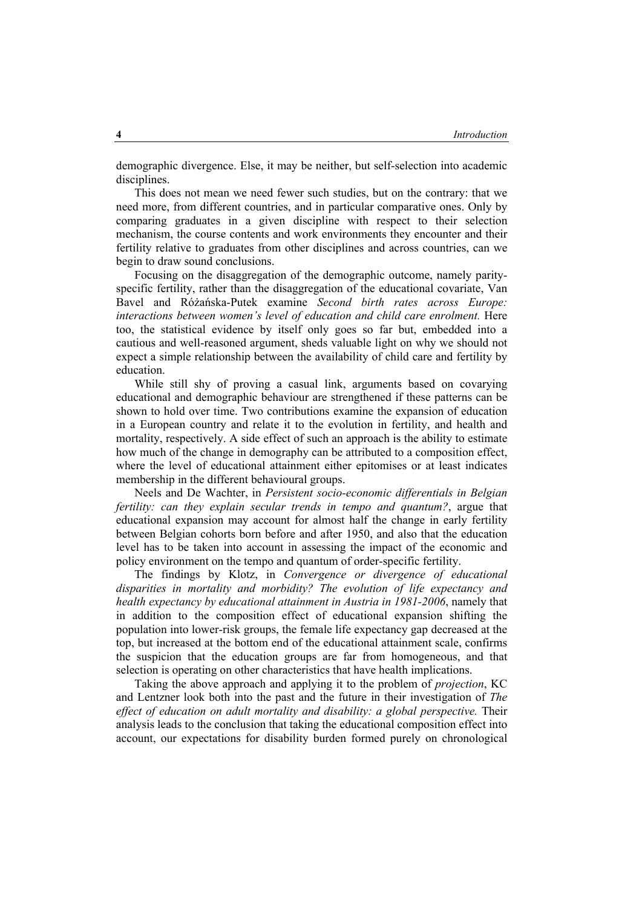demographic divergence. Else, it may be neither, but self-selection into academic disciplines.

This does not mean we need fewer such studies, but on the contrary: that we need more, from different countries, and in particular comparative ones. Only by comparing graduates in a given discipline with respect to their selection mechanism, the course contents and work environments they encounter and their fertility relative to graduates from other disciplines and across countries, can we begin to draw sound conclusions.

Focusing on the disaggregation of the demographic outcome, namely parity-specific fertility, rather than the disaggregation of the educational covariate, Van Bavel and Różańska-Putek examine *Second birth rates across Europe: interactions between women's level of education and child care enrolment.* Here too, the statistical evidence by itself only goes so far but, embedded into a cautious and well-reasoned argument, sheds valuable light on why we should not expect a simple relationship between the availability of child care and fertility by education.

While still shy of proving a casual link, arguments based on covarying educational and demographic behaviour are strengthened if these patterns can be shown to hold over time. Two contributions examine the expansion of education in a European country and relate it to the evolution in fertility, and health and mortality, respectively. A side effect of such an approach is the ability to estimate how much of the change in demography can be attributed to a composition effect, where the level of educational attainment either epitomises or at least indicates membership in the different behavioural groups.

Neels and De Wachter, in *Persistent socio-economic differentials in Belgian fertility: can they explain secular trends in tempo and quantum?*, argue that educational expansion may account for almost half the change in early fertility between Belgian cohorts born before and after 1950, and also that the education level has to be taken into account in assessing the impact of the economic and policy environment on the tempo and quantum of order-specific fertility.

The findings by Klotz, in *Convergence or divergence of educational disparities in mortality and morbidity? The evolution of life expectancy and health expectancy by educational attainment in Austria in 1981-2006*, namely that in addition to the composition effect of educational expansion shifting the population into lower-risk groups, the female life expectancy gap decreased at the top, but increased at the bottom end of the educational attainment scale, confirms the suspicion that the education groups are far from homogeneous, and that selection is operating on other characteristics that have health implications.

Taking the above approach and applying it to the problem of *projection*, KC and Lentzner look both into the past and the future in their investigation of *The effect of education on adult mortality and disability: a global perspective.* Their analysis leads to the conclusion that taking the educational composition effect into account, our expectations for disability burden formed purely on chronological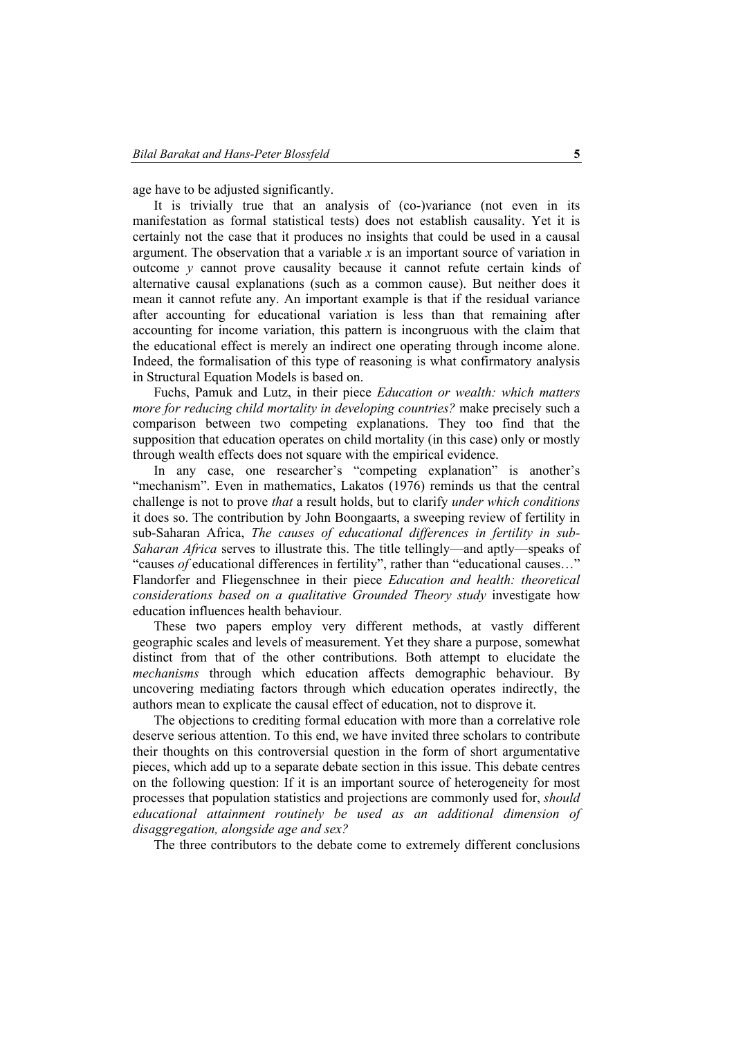age have to be adjusted significantly.

It is trivially true that an analysis of (co-)variance (not even in its manifestation as formal statistical tests) does not establish causality. Yet it is certainly not the case that it produces no insights that could be used in a causal argument. The observation that a variable $x$ is an important source of variation in outcome $y$ cannot prove causality because it cannot refute certain kinds of alternative causal explanations (such as a common cause). But neither does it mean it cannot refute any. An important example is that if the residual variance after accounting for educational variation is less than that remaining after accounting for income variation, this pattern is incongruous with the claim that the educational effect is merely an indirect one operating through income alone. Indeed, the formalisation of this type of reasoning is what confirmatory analysis in Structural Equation Models is based on.

Fuchs, Pamuk and Lutz, in their piece *Education or wealth: which matters more for reducing child mortality in developing countries?* make precisely such a comparison between two competing explanations. They too find that the supposition that education operates on child mortality (in this case) only or mostly through wealth effects does not square with the empirical evidence.

In any case, one researcher's "competing explanation" is another's "mechanism". Even in mathematics, Lakatos (1976) reminds us that the central challenge is not to prove *that* a result holds, but to clarify *under which conditions* it does so. The contribution by John Boongaarts, a sweeping review of fertility in sub-Saharan Africa, *The causes of educational differences in fertility in sub-Saharan Africa* serves to illustrate this. The title tellingly—and aptly—speaks of "causes *of* educational differences in fertility", rather than "educational causes…" Flandorfer and Fliegenschnee in their piece *Education and health: theoretical considerations based on a qualitative Grounded Theory study* investigate how education influences health behaviour.

These two papers employ very different methods, at vastly different geographic scales and levels of measurement. Yet they share a purpose, somewhat distinct from that of the other contributions. Both attempt to elucidate the *mechanisms* through which education affects demographic behaviour. By uncovering mediating factors through which education operates indirectly, the authors mean to explicate the causal effect of education, not to disprove it.

The objections to crediting formal education with more than a correlative role deserve serious attention. To this end, we have invited three scholars to contribute their thoughts on this controversial question in the form of short argumentative pieces, which add up to a separate debate section in this issue. This debate centres on the following question: If it is an important source of heterogeneity for most processes that population statistics and projections are commonly used for, *should educational attainment routinely be used as an additional dimension of disaggregation, alongside age and sex?*

The three contributors to the debate come to extremely different conclusions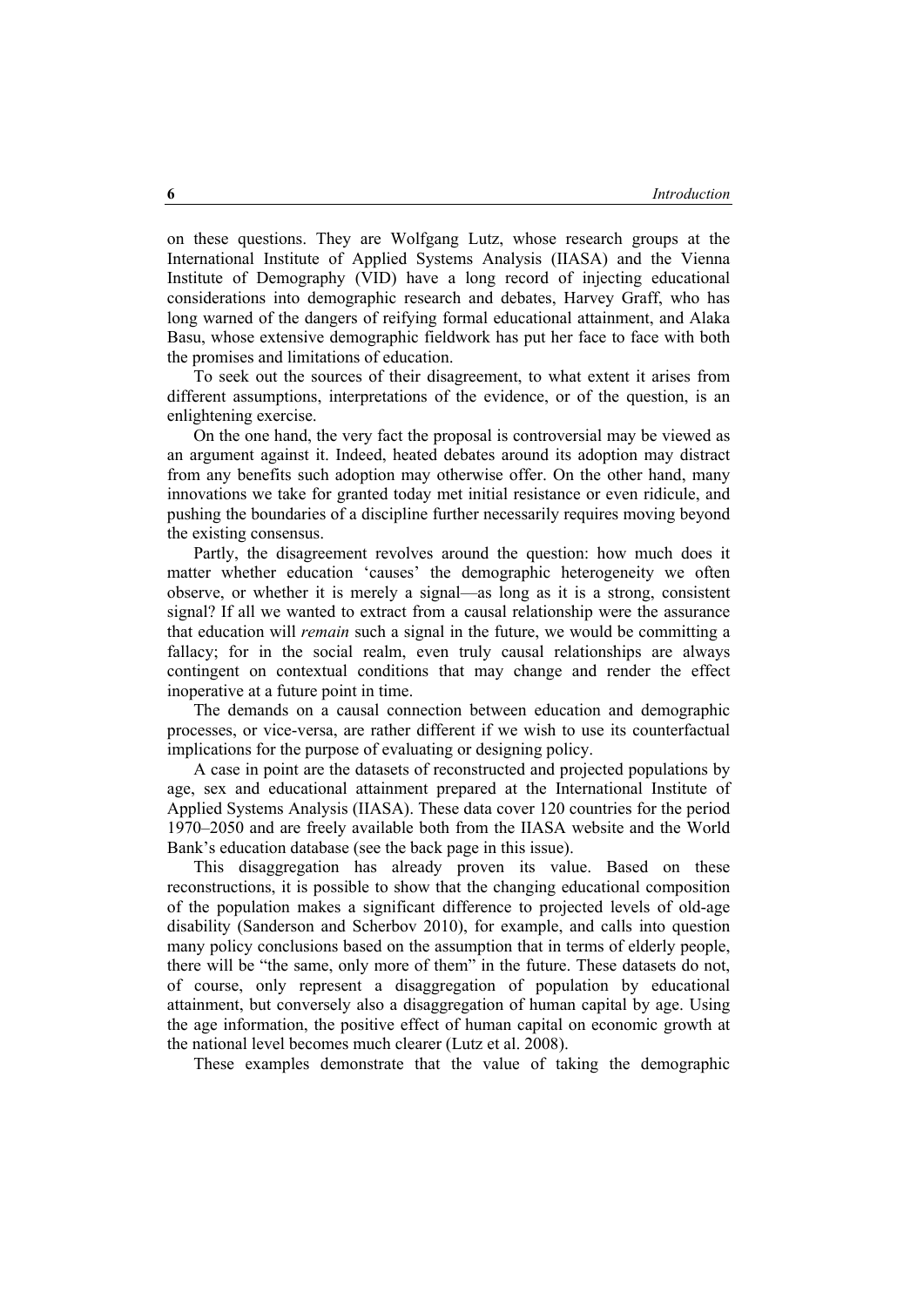on these questions. They are Wolfgang Lutz, whose research groups at the International Institute of Applied Systems Analysis (IIASA) and the Vienna Institute of Demography (VID) have a long record of injecting educational considerations into demographic research and debates, Harvey Graff, who has long warned of the dangers of reifying formal educational attainment, and Alaka Basu, whose extensive demographic fieldwork has put her face to face with both the promises and limitations of education.

To seek out the sources of their disagreement, to what extent it arises from different assumptions, interpretations of the evidence, or of the question, is an enlightening exercise.

On the one hand, the very fact the proposal is controversial may be viewed as an argument against it. Indeed, heated debates around its adoption may distract from any benefits such adoption may otherwise offer. On the other hand, many innovations we take for granted today met initial resistance or even ridicule, and pushing the boundaries of a discipline further necessarily requires moving beyond the existing consensus.

Partly, the disagreement revolves around the question: how much does it matter whether education 'causes' the demographic heterogeneity we often observe, or whether it is merely a signal—as long as it is a strong, consistent signal? If all we wanted to extract from a causal relationship were the assurance that education will *remain* such a signal in the future, we would be committing a fallacy; for in the social realm, even truly causal relationships are always contingent on contextual conditions that may change and render the effect inoperative at a future point in time.

The demands on a causal connection between education and demographic processes, or vice-versa, are rather different if we wish to use its counterfactual implications for the purpose of evaluating or designing policy.

A case in point are the datasets of reconstructed and projected populations by age, sex and educational attainment prepared at the International Institute of Applied Systems Analysis (IIASA). These data cover 120 countries for the period 1970–2050 and are freely available both from the IIASA website and the World Bank's education database (see the back page in this issue).

This disaggregation has already proven its value. Based on these reconstructions, it is possible to show that the changing educational composition of the population makes a significant difference to projected levels of old-age disability (Sanderson and Scherbov 2010), for example, and calls into question many policy conclusions based on the assumption that in terms of elderly people, there will be "the same, only more of them" in the future. These datasets do not, of course, only represent a disaggregation of population by educational attainment, but conversely also a disaggregation of human capital by age. Using the age information, the positive effect of human capital on economic growth at the national level becomes much clearer (Lutz et al. 2008).

These examples demonstrate that the value of taking the demographic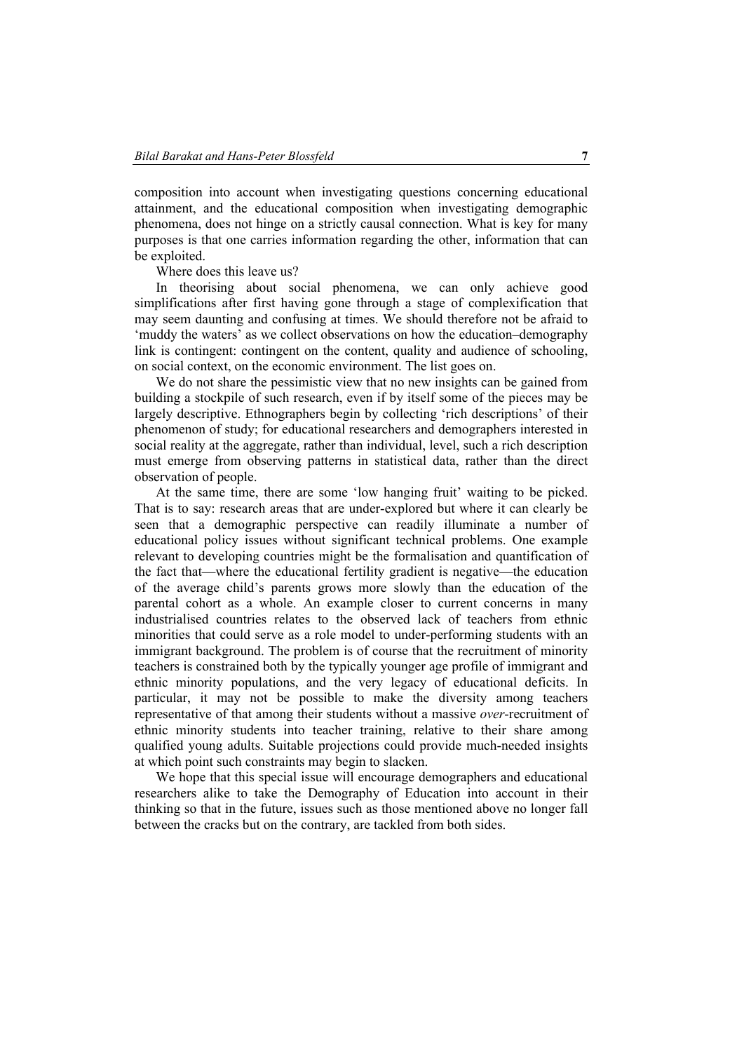composition into account when investigating questions concerning educational attainment, and the educational composition when investigating demographic phenomena, does not hinge on a strictly causal connection. What is key for many purposes is that one carries information regarding the other, information that can be exploited.

Where does this leave us?

In theorising about social phenomena, we can only achieve good simplifications after first having gone through a stage of complexification that may seem daunting and confusing at times. We should therefore not be afraid to 'muddy the waters' as we collect observations on how the education–demography link is contingent: contingent on the content, quality and audience of schooling, on social context, on the economic environment. The list goes on.

We do not share the pessimistic view that no new insights can be gained from building a stockpile of such research, even if by itself some of the pieces may be largely descriptive. Ethnographers begin by collecting 'rich descriptions' of their phenomenon of study; for educational researchers and demographers interested in social reality at the aggregate, rather than individual, level, such a rich description must emerge from observing patterns in statistical data, rather than the direct observation of people.

At the same time, there are some 'low hanging fruit' waiting to be picked. That is to say: research areas that are under-explored but where it can clearly be seen that a demographic perspective can readily illuminate a number of educational policy issues without significant technical problems. One example relevant to developing countries might be the formalisation and quantification of the fact that—where the educational fertility gradient is negative—the education of the average child's parents grows more slowly than the education of the parental cohort as a whole. An example closer to current concerns in many industrialised countries relates to the observed lack of teachers from ethnic minorities that could serve as a role model to under-performing students with an immigrant background. The problem is of course that the recruitment of minority teachers is constrained both by the typically younger age profile of immigrant and ethnic minority populations, and the very legacy of educational deficits. In particular, it may not be possible to make the diversity among teachers representative of that among their students without a massive *over*-recruitment of ethnic minority students into teacher training, relative to their share among qualified young adults. Suitable projections could provide much-needed insights at which point such constraints may begin to slacken.

We hope that this special issue will encourage demographers and educational researchers alike to take the Demography of Education into account in their thinking so that in the future, issues such as those mentioned above no longer fall between the cracks but on the contrary, are tackled from both sides.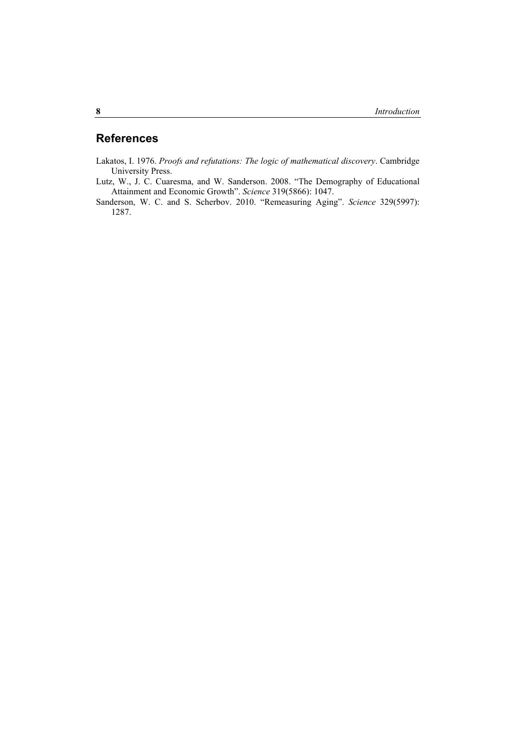## References

Lakatos, I. 1976. *Proofs and refutations: The logic of mathematical discovery*. Cambridge University Press.

Lutz, W., J. C. Cuaresma, and W. Sanderson. 2008. "The Demography of Educational Attainment and Economic Growth". *Science* 319(5866): 1047.

Sanderson, W. C. and S. Scherbov. 2010. "Remeasuring Aging". *Science* 329(5997): 1287.